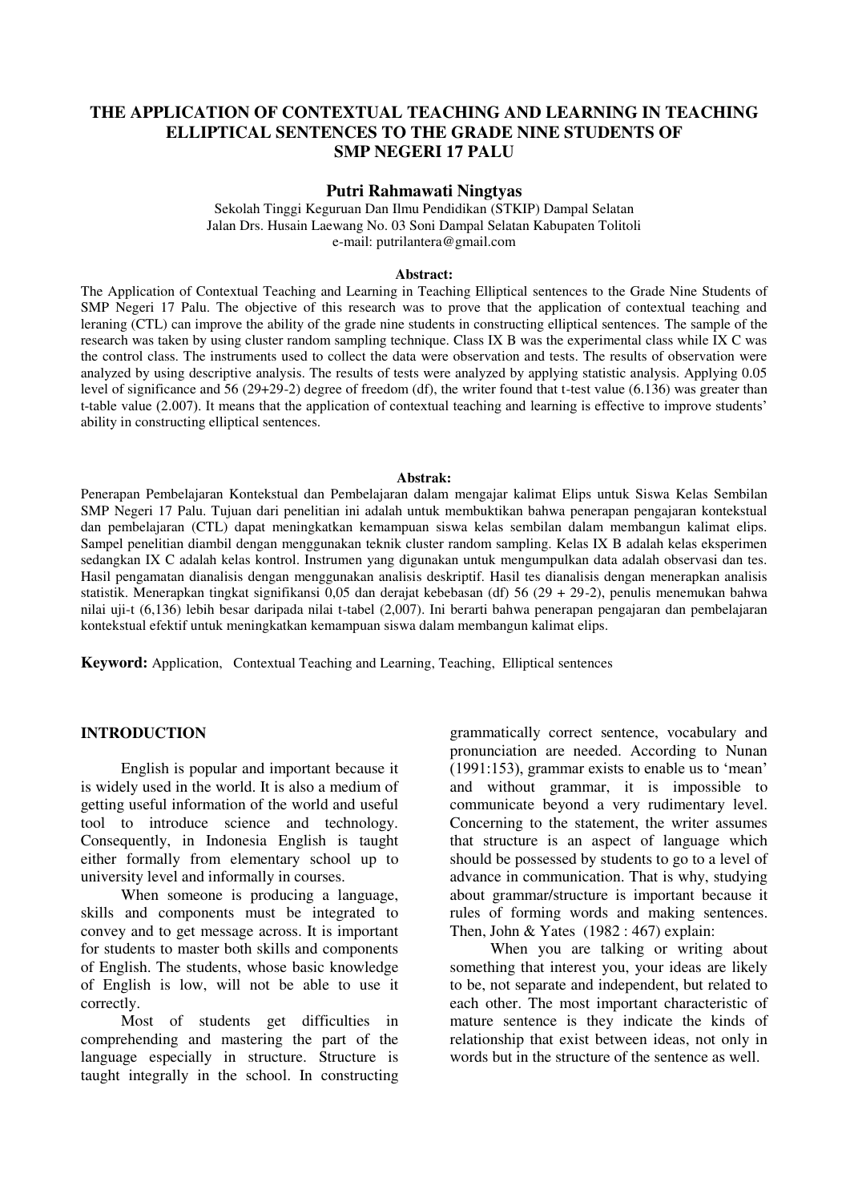# THE APPLICATION OF CONTEXTUAL TEACHING AND LEARNING IN TEACHING ELLIPTICAL SENTENCES TO THE GRADE NINE STUDENTS OF SMP NEGERI 17 PALU

**Putri Rahmawati Ningtyas**

Sekolah Tinggi Keguruan Dan Ilmu Pendidikan (STKIP) Dampal Selatan
Jalan Drs. Husain Laewang No. 03 Soni Dampal Selatan Kabupaten Tolitoli
e-mail: putrilantera@gmail.com

**Abstract:**

The Application of Contextual Teaching and Learning in Teaching Elliptical sentences to the Grade Nine Students of SMP Negeri 17 Palu. The objective of this research was to prove that the application of contextual teaching and leraning (CTL) can improve the ability of the grade nine students in constructing elliptical sentences. The sample of the research was taken by using cluster random sampling technique. Class IX B was the experimental class while IX C was the control class. The instruments used to collect the data were observation and tests. The results of observation were analyzed by using descriptive analysis. The results of tests were analyzed by applying statistic analysis. Applying 0.05 level of significance and 56 (29+29-2) degree of freedom (df), the writer found that t-test value (6.136) was greater than t-table value (2.007). It means that the application of contextual teaching and learning is effective to improve students' ability in constructing elliptical sentences.

**Abstrak:**

Penerapan Pembelajaran Kontekstual dan Pembelajaran dalam mengajar kalimat Elips untuk Siswa Kelas Sembilan SMP Negeri 17 Palu. Tujuan dari penelitian ini adalah untuk membuktikan bahwa penerapan pengajaran kontekstual dan pembelajaran (CTL) dapat meningkatkan kemampuan siswa kelas sembilan dalam membangun kalimat elips. Sampel penelitian diambil dengan menggunakan teknik cluster random sampling. Kelas IX B adalah kelas eksperimen sedangkan IX C adalah kelas kontrol. Instrumen yang digunakan untuk mengumpulkan data adalah observasi dan tes. Hasil pengamatan dianalisis dengan menggunakan analisis deskriptif. Hasil tes dianalisis dengan menerapkan analisis statistik. Menerapkan tingkat signifikansi 0,05 dan derajat kebebasan (df) 56 (29 + 29-2), penulis menemukan bahwa nilai uji-t (6,136) lebih besar daripada nilai t-tabel (2,007). Ini berarti bahwa penerapan pengajaran dan pembelajaran kontekstual efektif untuk meningkatkan kemampuan siswa dalam membangun kalimat elips.

**Keyword:** Application, Contextual Teaching and Learning, Teaching, Elliptical sentences

## INTRODUCTION

English is popular and important because it is widely used in the world. It is also a medium of getting useful information of the world and useful tool to introduce science and technology. Consequently, in Indonesia English is taught either formally from elementary school up to university level and informally in courses.

When someone is producing a language, skills and components must be integrated to convey and to get message across. It is important for students to master both skills and components of English. The students, whose basic knowledge of English is low, will not be able to use it correctly.

Most of students get difficulties in comprehending and mastering the part of the language especially in structure. Structure is taught integrally in the school. In constructing grammatically correct sentence, vocabulary and pronunciation are needed. According to Nunan (1991:153), grammar exists to enable us to 'mean' and without grammar, it is impossible to communicate beyond a very rudimentary level. Concerning to the statement, the writer assumes that structure is an aspect of language which should be possessed by students to go to a level of advance in communication. That is why, studying about grammar/structure is important because it rules of forming words and making sentences. Then, John & Yates (1982 : 467) explain:

When you are talking or writing about something that interest you, your ideas are likely to be, not separate and independent, but related to each other. The most important characteristic of mature sentence is they indicate the kinds of relationship that exist between ideas, not only in words but in the structure of the sentence as well.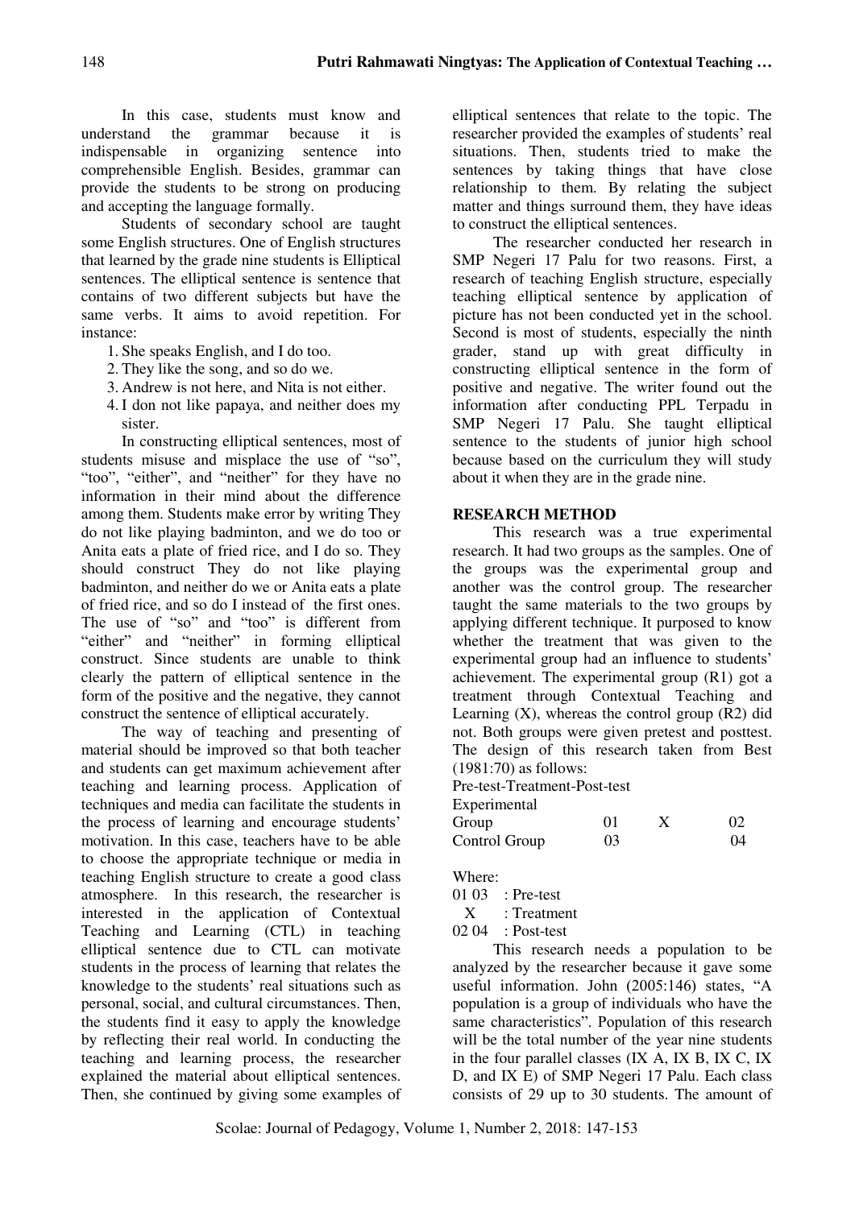In this case, students must know and understand the grammar because it is indispensable in organizing sentence into comprehensible English. Besides, grammar can provide the students to be strong on producing and accepting the language formally.

Students of secondary school are taught some English structures. One of English structures that learned by the grade nine students is Elliptical sentences. The elliptical sentence is sentence that contains of two different subjects but have the same verbs. It aims to avoid repetition. For instance:

1. She speaks English, and I do too.
2. They like the song, and so do we.
3. Andrew is not here, and Nita is not either.
4. I don not like papaya, and neither does my sister.

In constructing elliptical sentences, most of students misuse and misplace the use of "so", "too", "either", and "neither" for they have no information in their mind about the difference among them. Students make error by writing They do not like playing badminton, and we do too or Anita eats a plate of fried rice, and I do so. They should construct They do not like playing badminton, and neither do we or Anita eats a plate of fried rice, and so do I instead of the first ones. The use of "so" and "too" is different from "either" and "neither" in forming elliptical construct. Since students are unable to think clearly the pattern of elliptical sentence in the form of the positive and the negative, they cannot construct the sentence of elliptical accurately.

The way of teaching and presenting of material should be improved so that both teacher and students can get maximum achievement after teaching and learning process. Application of techniques and media can facilitate the students in the process of learning and encourage students' motivation. In this case, teachers have to be able to choose the appropriate technique or media in teaching English structure to create a good class atmosphere. In this research, the researcher is interested in the application of Contextual Teaching and Learning (CTL) in teaching elliptical sentence due to CTL can motivate students in the process of learning that relates the knowledge to the students' real situations such as personal, social, and cultural circumstances. Then, the students find it easy to apply the knowledge by reflecting their real world. In conducting the teaching and learning process, the researcher explained the material about elliptical sentences. Then, she continued by giving some examples of elliptical sentences that relate to the topic. The researcher provided the examples of students' real situations. Then, students tried to make the sentences by taking things that have close relationship to them. By relating the subject matter and things surround them, they have ideas to construct the elliptical sentences.

The researcher conducted her research in SMP Negeri 17 Palu for two reasons. First, a research of teaching English structure, especially teaching elliptical sentence by application of picture has not been conducted yet in the school. Second is most of students, especially the ninth grader, stand up with great difficulty in constructing elliptical sentence in the form of positive and negative. The writer found out the information after conducting PPL Terpadu in SMP Negeri 17 Palu. She taught elliptical sentence to the students of junior high school because based on the curriculum they will study about it when they are in the grade nine.

## RESEARCH METHOD

This research was a true experimental research. It had two groups as the samples. One of the groups was the experimental group and another was the control group. The researcher taught the same materials to the two groups by applying different technique. It purposed to know whether the treatment that was given to the experimental group had an influence to students' achievement. The experimental group (R1) got a treatment through Contextual Teaching and Learning (X), whereas the control group (R2) did not. Both groups were given pretest and posttest. The design of this research taken from Best (1981:70) as follows:

Pre-test-Treatment-Post-test

| | | | |
|---|---|---|---|
| Experimental Group | 01 | X | 02 |
| Control Group | 03 | | 04 |

Where:

01 03 : Pre-test

X : Treatment

02 04 : Post-test

This research needs a population to be analyzed by the researcher because it gave some useful information. John (2005:146) states, "A population is a group of individuals who have the same characteristics". Population of this research will be the total number of the year nine students in the four parallel classes (IX A, IX B, IX C, IX D, and IX E) of SMP Negeri 17 Palu. Each class consists of 29 up to 30 students. The amount of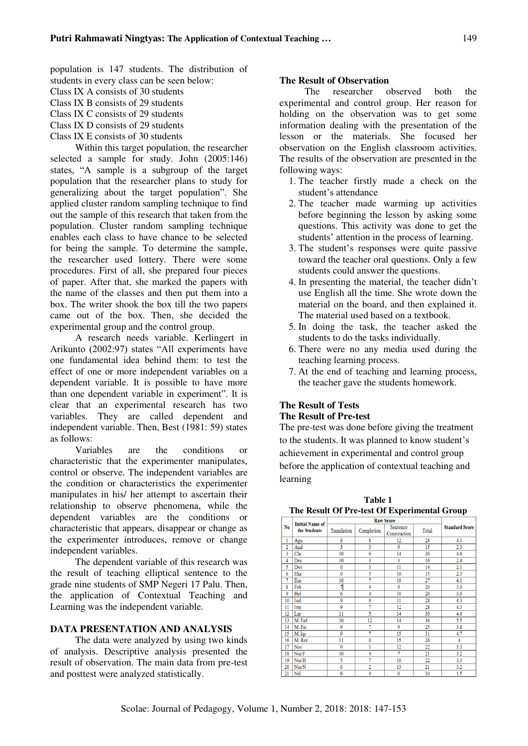population is 147 students. The distribution of students in every class can be seen below:
Class IX A consists of 30 students
Class IX B consists of 29 students
Class IX C consists of 29 students
Class IX D consists of 29 students
Class IX E consists of 30 students

Within this target population, the researcher selected a sample for study. John (2005:146) states, "A sample is a subgroup of the target population that the researcher plans to study for generalizing about the target population". She applied cluster random sampling technique to find out the sample of this research that taken from the population. Cluster random sampling technique enables each class to have chance to be selected for being the sample. To determine the sample, the researcher used lottery. There were some procedures. First of all, she prepared four pieces of paper. After that, she marked the papers with the name of the classes and then put them into a box. The writer shook the box till the two papers came out of the box. Then, she decided the experimental group and the control group.

A research needs variable. Kerlingert in Arikunto (2002:97) states "All experiments have one fundamental idea behind them: to test the effect of one or more independent variables on a dependent variable. It is possible to have more than one dependent variable in experiment". It is clear that an experimental research has two variables. They are called dependent and independent variable. Then, Best (1981: 59) states as follows:

Variables are the conditions or characteristic that the experimenter manipulates, control or observe. The independent variables are the condition or characteristics the experimenter manipulates in his/ her attempt to ascertain their relationship to observe phenomena, while the dependent variables are the conditions or characteristic that appears, disappear or change as the experimenter introduces, remove or change independent variables.

The dependent variable of this research was the result of teaching elliptical sentence to the grade nine students of SMP Negeri 17 Palu. Then, the application of Contextual Teaching and Learning was the independent variable.

## DATA PRESENTATION AND ANALYSIS

The data were analyzed by using two kinds of analysis. Descriptive analysis presented the result of observation. The main data from pre-test and posttest were analyzed statistically.

### The Result of Observation

The researcher observed both the experimental and control group. Her reason for holding on the observation was to get some information dealing with the presentation of the lesson or the materials. She focused her observation on the English classroom activities. The results of the observation are presented in the following ways:

1. The teacher firstly made a check on the student's attendance
2. The teacher made warming up activities before beginning the lesson by asking some questions. This activity was done to get the students' attention in the process of learning.
3. The student's responses were quite passive toward the teacher oral questions. Only a few students could answer the questions.
4. In presenting the material, the teacher didn't use English all the time. She wrote down the material on the board, and then explained it. The material used based on a textbook.
5. In doing the task, the teacher asked the students to do the tasks individually.
6. There were no any media used during the teaching learning process.
7. At the end of teaching and learning process, the teacher gave the students homework.

### The Result of Tests

### The Result of Pre-test

The pre-test was done before giving the treatment to the students. It was planned to know student's achievement in experimental and control group before the application of contextual teaching and learning

**Table 1**
**The Result Of Pre-test Of Experimental Group**

| No | Initial Name of the Students | Raw Score | | | | Standard Score |
|---|---|---|---|---|---|---|
| | | Translation | Completion | Sentence Construction | Total | |
| 1 | Agu | 8 | 8 | 12 | 28 | 4.3 |
| 2 | And | 3 | 3 | 9 | 15 | 2.3 |
| 3 | Cla | 10 | 6 | 14 | 30 | 4.6 |
| 4 | Des | 10 | 3 | 3 | 16 | 2.4 |
| 5 | Dwi | 0 | 3 | 11 | 14 | 2.1 |
| 6 | Eka | 0 | 5 | 10 | 15 | 2.3 |
| 7 | Em | 10 | 7 | 10 | 27 | 4.1 |
| 8 | Feb | 7 | 4 | 9 | 20 | 3.0 |
| 9 | Hel | 6 | 4 | 10 | 20 | 3.0 |
| 10 | Ind | 9 | 8 | 11 | 28 | 4.3 |
| 11 | Irm | 9 | 7 | 12 | 28 | 4.3 |
| 12 | Lar | 11 | 5 | 14 | 30 | 4.6 |
| 13 | M.Fad | 10 | 12 | 14 | 36 | 5.5 |
| 14 | M.Fai | 9 | 7 | 9 | 25 | 3.8 |
| 15 | M.Iqr | 9 | 7 | 15 | 31 | 4.7 |
| 16 | M.Rez | 11 | 0 | 15 | 26 | 4 |
| 17 | Nov | 9 | 1 | 12 | 22 | 3.3 |
| 18 | Nur F | 10 | 4 | 7 | 21 | 3.2 |
| 19 | Nur H | 5 | 7 | 10 | 22 | 3.3 |
| 20 | Nur N | 6 | 2 | 13 | 21 | 3.2 |
| 21 | Nrl | 6 | 4 | 0 | 10 | 1.5 |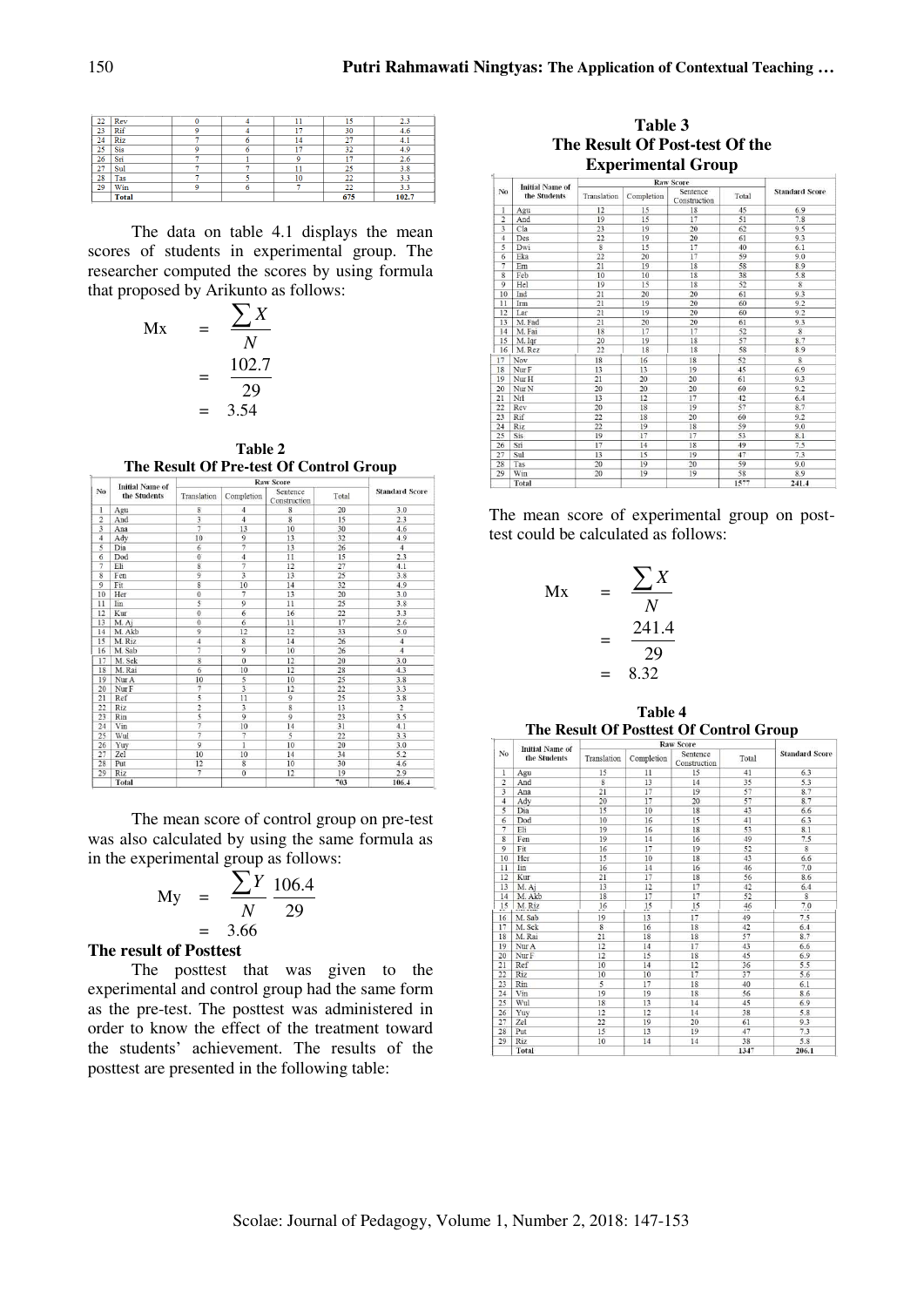| | | | | | | |
|---|---|---|---|---|---|---|
| 22 | Rev | 0 | 4 | 11 | 15 | 2.3 |
| 23 | Rif | 9 | 4 | 17 | 30 | 4.6 |
| 24 | Riz | 7 | 6 | 14 | 27 | 4.1 |
| 25 | Sis | 9 | 6 | 17 | 32 | 4.9 |
| 26 | Sri | 7 | 1 | 9 | 17 | 2.6 |
| 27 | Sul | 7 | 7 | 11 | 25 | 3.8 |
| 28 | Tas | 7 | 5 | 10 | 22 | 3.3 |
| 29 | Win | 9 | 6 | 7 | 22 | 3.3 |
| | Total | | | | 675 | 102.7 |

The data on table 4.1 displays the mean scores of students in experimental group. The researcher computed the scores by using formula that proposed by Arikunto as follows:

$$Mx = \frac{\sum X}{N} = \frac{102.7}{29} = 3.54$$

**Table 2**
**The Result Of Pre-test Of Control Group**

| No | Initial Name of the Students | Raw Score | | | | Standard Score |
|---|---|---|---|---|---|---|
| | | Translation | Completion | Sentence Construction | Total | |
| 1 | Agu | 8 | 4 | 8 | 20 | 3.0 |
| 2 | And | 3 | 4 | 8 | 15 | 2.3 |
| 3 | Ana | 7 | 13 | 10 | 30 | 4.6 |
| 4 | Ady | 10 | 9 | 13 | 32 | 4.9 |
| 5 | Dia | 6 | 7 | 13 | 26 | 4 |
| 6 | Dod | 0 | 4 | 11 | 15 | 2.3 |
| 7 | Eli | 8 | 7 | 12 | 27 | 4.1 |
| 8 | Fen | 9 | 3 | 13 | 25 | 3.8 |
| 9 | Fit | 8 | 10 | 14 | 32 | 4.9 |
| 10 | Her | 0 | 7 | 13 | 20 | 3.0 |
| 11 | Iin | 5 | 9 | 11 | 25 | 3.8 |
| 12 | Kur | 0 | 6 | 16 | 22 | 3.3 |
| 13 | M. Aj | 0 | 6 | 11 | 17 | 2.6 |
| 14 | M. Akb | 9 | 12 | 12 | 33 | 5.0 |
| 15 | M. Riz | 4 | 8 | 14 | 26 | 4 |
| 16 | M. Sab | 7 | 9 | 10 | 26 | 4 |
| 17 | M. Sek | 8 | 0 | 12 | 20 | 3.0 |
| 18 | M. Rai | 6 | 10 | 12 | 28 | 4.3 |
| 19 | Nur A | 10 | 5 | 10 | 25 | 3.8 |
| 20 | Nur F | 7 | 3 | 12 | 22 | 3.3 |
| 21 | Ref | 5 | 11 | 9 | 25 | 3.8 |
| 22 | Riz | 2 | 3 | 8 | 13 | 2 |
| 23 | Rin | 5 | 9 | 9 | 23 | 3.5 |
| 24 | Vin | 7 | 10 | 14 | 31 | 4.1 |
| 25 | Wul | 7 | 7 | 5 | 22 | 3.3 |
| 26 | Yuy | 9 | 1 | 10 | 20 | 3.0 |
| 27 | Zel | 10 | 10 | 14 | 34 | 5.2 |
| 28 | Put | 12 | 8 | 10 | 30 | 4.6 |
| 29 | Riz | 7 | 0 | 12 | 19 | 2.9 |
| | Total | | | | 703 | 106.4 |

The mean score of control group on pre-test was also calculated by using the same formula as in the experimental group as follows:

$$My = \frac{\sum Y}{N} \quad \frac{106.4}{29} = 3.66$$

**The result of Posttest**

The posttest that was given to the experimental and control group had the same form as the pre-test. The posttest was administered in order to know the effect of the treatment toward the students' achievement. The results of the posttest are presented in the following table:

**Table 3**
**The Result Of Post-test Of the Experimental Group**

| No | Initial Name of the Students | Raw Score | | | | Standard Score |
|---|---|---|---|---|---|---|
| | | Translation | Completion | Sentence Construction | Total | |
| 1 | Agu | 12 | 15 | 18 | 45 | 6.9 |
| 2 | And | 19 | 15 | 17 | 51 | 7.8 |
| 3 | Cla | 23 | 19 | 20 | 62 | 9.5 |
| 4 | Des | 22 | 19 | 20 | 61 | 9.3 |
| 5 | Dwi | 8 | 15 | 17 | 40 | 6.1 |
| 6 | Eka | 22 | 20 | 17 | 59 | 9.0 |
| 7 | Em | 21 | 19 | 18 | 58 | 8.9 |
| 8 | Feb | 10 | 10 | 18 | 38 | 5.8 |
| 9 | Hel | 19 | 15 | 18 | 52 | 8 |
| 10 | Ind | 21 | 20 | 20 | 61 | 9.3 |
| 11 | Irm | 21 | 19 | 20 | 60 | 9.2 |
| 12 | Lar | 21 | 19 | 20 | 60 | 9.2 |
| 13 | M. Fad | 21 | 20 | 20 | 61 | 9.3 |
| 14 | M. Fai | 18 | 17 | 17 | 52 | 8 |
| 15 | M. Iqr | 20 | 19 | 18 | 57 | 8.7 |
| 16 | M. Rez | 22 | 18 | 18 | 58 | 8.9 |
| 17 | Nov | 18 | 16 | 18 | 52 | 8 |
| 18 | Nur F | 13 | 13 | 19 | 45 | 6.9 |
| 19 | Nur H | 21 | 20 | 20 | 61 | 9.3 |
| 20 | Nur N | 20 | 20 | 20 | 60 | 9.2 |
| 21 | Nil | 13 | 12 | 17 | 42 | 6.4 |
| 22 | Rev | 20 | 18 | 19 | 57 | 8.7 |
| 23 | Rif | 22 | 18 | 20 | 60 | 9.2 |
| 24 | Riz | 22 | 19 | 18 | 59 | 9.0 |
| 25 | Sis | 19 | 17 | 17 | 53 | 8.1 |
| 26 | Sri | 17 | 14 | 18 | 49 | 7.5 |
| 27 | Sul | 13 | 15 | 19 | 47 | 7.3 |
| 28 | Tas | 20 | 19 | 20 | 59 | 9.0 |
| 29 | Win | 20 | 19 | 19 | 58 | 8.9 |
| | Total | | | | 1577 | 241.4 |

The mean score of experimental group on post-test could be calculated as follows:

$$Mx = \frac{\sum X}{N} = \frac{241.4}{29} = 8.32$$

**Table 4**
**The Result Of Posttest Of Control Group**

| No | Initial Name of the Students | Raw Score | | | | Standard Score |
|---|---|---|---|---|---|---|
| | | Translation | Completion | Sentence Construction | Total | |
| 1 | Agu | 15 | 11 | 15 | 41 | 6.3 |
| 2 | And | 8 | 13 | 14 | 35 | 5.3 |
| 3 | Ana | 21 | 17 | 19 | 57 | 8.7 |
| 4 | Ady | 20 | 17 | 20 | 57 | 8.7 |
| 5 | Dia | 15 | 10 | 18 | 43 | 6.6 |
| 6 | Dod | 10 | 16 | 15 | 41 | 6.3 |
| 7 | Eli | 19 | 16 | 18 | 53 | 8.1 |
| 8 | Fen | 19 | 14 | 16 | 49 | 7.5 |
| 9 | Fit | 16 | 17 | 19 | 52 | 8 |
| 10 | Her | 15 | 10 | 18 | 43 | 6.6 |
| 11 | Iin | 16 | 14 | 16 | 46 | 7.0 |
| 12 | Kur | 21 | 17 | 18 | 56 | 8.6 |
| 13 | M. Aj | 13 | 12 | 17 | 42 | 6.4 |
| 14 | M. Akb | 18 | 17 | 17 | 52 | 8 |
| 15 | M. Riz | 16 | 15 | 15 | 46 | 7.0 |
| 16 | M. Sab | 19 | 13 | 17 | 49 | 7.5 |
| 17 | M. Sek | 8 | 16 | 18 | 42 | 6.4 |
| 18 | M. Rai | 21 | 18 | 18 | 57 | 8.7 |
| 19 | Nur A | 12 | 14 | 17 | 43 | 6.6 |
| 20 | Nur F | 12 | 15 | 18 | 45 | 6.9 |
| 21 | Ref | 10 | 14 | 12 | 36 | 5.5 |
| 22 | Riz | 10 | 10 | 17 | 37 | 5.6 |
| 23 | Rin | 5 | 17 | 18 | 40 | 6.1 |
| 24 | Vin | 19 | 19 | 18 | 56 | 8.6 |
| 25 | Wul | 18 | 13 | 14 | 45 | 6.9 |
| 26 | Yuy | 12 | 12 | 14 | 38 | 5.8 |
| 27 | Zel | 22 | 19 | 20 | 61 | 9.3 |
| 28 | Put | 15 | 13 | 19 | 47 | 7.3 |
| 29 | Riz | 10 | 14 | 14 | 38 | 5.8 |
| | Total | | | | 1347 | 206.1 |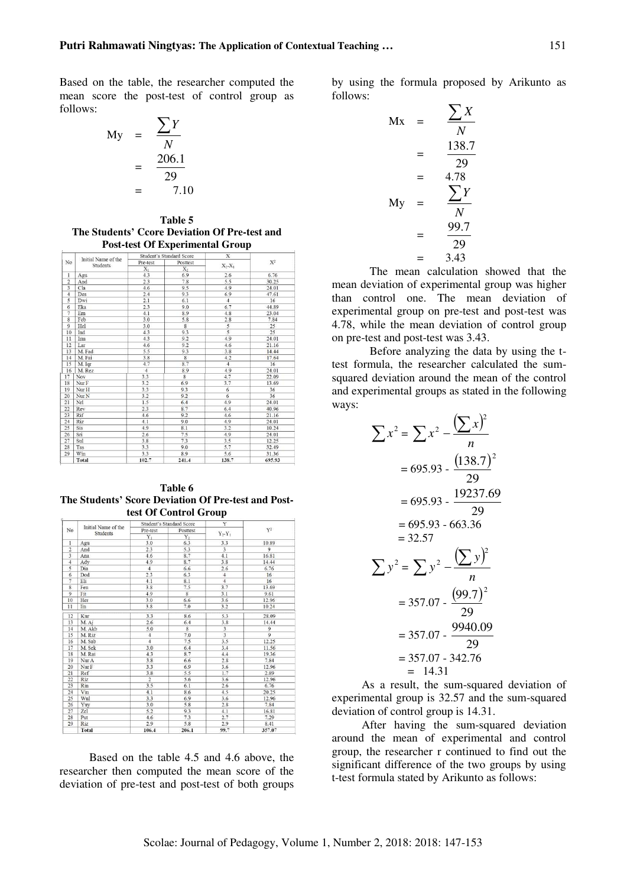Based on the table, the researcher computed the mean score the post-test of control group as follows:

$$\text{My} = \frac{\sum Y}{N} = \frac{206.1}{29} = 7.10$$

**Table 5**
**The Students' Ccore Deviation Of Pre-test and Post-test Of Experimental Group**

| No | Initial Name of the Students | Student's Standard Score | | X | $X^2$ |
|---|---|---|---|---|---|
| | | Pre-test $X_1$ | Posttest $X_2$ | $X_2$-$X_1$ | |
| 1 | Agu | 4.3 | 6.9 | 2.6 | 6.76 |
| 2 | And | 2.3 | 7.8 | 5.5 | 30.25 |
| 3 | Cla | 4.6 | 9.5 | 4.9 | 24.01 |
| 4 | Des | 2.4 | 9.3 | 6.9 | 47.61 |
| 5 | Dwi | 2.1 | 6.1 | 4 | 16 |
| 6 | Eka | 2.3 | 9.0 | 6.7 | 44.89 |
| 7 | Em | 4.1 | 8.9 | 4.8 | 23.04 |
| 8 | Feb | 3.0 | 5.8 | 2.8 | 7.84 |
| 9 | Hel | 3.0 | 8 | 5 | 25 |
| 10 | Ind | 4.3 | 9.3 | 5 | 25 |
| 11 | Irm | 4.3 | 9.2 | 4.9 | 24.01 |
| 12 | Lar | 4.6 | 9.2 | 4.6 | 21.16 |
| 13 | M. Fad | 5.5 | 9.3 | 3.8 | 14.44 |
| 14 | M. Fai | 3.8 | 8 | 4.2 | 17.64 |
| 15 | M. Iqr | 4.7 | 8.7 | 4 | 16 |
| 16 | M. Rez | 4 | 8.9 | 4.9 | 24.01 |
| 17 | Nov | 3.3 | 8 | 4.7 | 22.09 |
| 18 | Nur F | 3.2 | 6.9 | 3.7 | 13.69 |
| 19 | Nur H | 3.3 | 9.3 | 6 | 36 |
| 20 | Nur N | 3.2 | 9.2 | 6 | 36 |
| 21 | Nrl | 1.5 | 6.4 | 4.9 | 24.01 |
| 22 | Rev | 2.3 | 8.7 | 6.4 | 40.96 |
| 23 | Rif | 4.6 | 9.2 | 4.6 | 21.16 |
| 24 | Riz | 4.1 | 9.0 | 4.9 | 24.01 |
| 25 | Sis | 4.9 | 8.1 | 3.2 | 10.24 |
| 26 | Sri | 2.6 | 7.5 | 4.9 | 24.01 |
| 27 | Sul | 3.8 | 7.3 | 3.5 | 12.25 |
| 28 | Tas | 3.3 | 9.0 | 5.7 | 32.49 |
| 29 | Win | 3.3 | 8.9 | 5.6 | 31.36 |
| | Total | 102.7 | 241.4 | 138.7 | 695.93 |

**Table 6**
**The Students' Score Deviation Of Pre-test and Post-test Of Control Group**

| No | Initial Name of the Students | Student's Standard Score | | Y | $Y^2$ |
|---|---|---|---|---|---|
| | | Pre-test $Y_1$ | Posttest $Y_2$ | $Y_2$-$Y_1$ | |
| 1 | Agu | 3.0 | 6.3 | 3.3 | 10.89 |
| 2 | And | 2.3 | 5.3 | 3 | 9 |
| 3 | Ana | 4.6 | 8.7 | 4.1 | 16.81 |
| 4 | Ady | 4.9 | 8.7 | 3.8 | 14.44 |
| 5 | Dia | 4 | 6.6 | 2.6 | 6.76 |
| 6 | Dod | 2.3 | 6.3 | 4 | 16 |
| 7 | Eli | 4.1 | 8.1 | 4 | 16 |
| 8 | Fen | 3.8 | 7.5 | 3.7 | 13.69 |
| 9 | Fit | 4.9 | 8 | 3.1 | 9.61 |
| 10 | Her | 3.0 | 6.6 | 3.6 | 12.96 |
| 11 | Iin | 3.8 | 7.0 | 3.2 | 10.24 |
| 12 | Kur | 3.3 | 8.6 | 5.3 | 28.09 |
| 13 | M. Aj | 2.6 | 6.4 | 3.8 | 14.44 |
| 14 | M. Akb | 5.0 | 8 | 3 | 9 |
| 15 | M. Riz | 4 | 7.0 | 3 | 9 |
| 16 | M. Sab | 4 | 7.5 | 3.5 | 12.25 |
| 17 | M. Sek | 3.0 | 6.4 | 3.4 | 11.56 |
| 18 | M. Rai | 4.3 | 8.7 | 4.4 | 19.36 |
| 19 | Nur A | 3.8 | 6.6 | 2.8 | 7.84 |
| 20 | Nur F | 3.3 | 6.9 | 3.6 | 12.96 |
| 21 | Ref | 3.8 | 5.5 | 1.7 | 2.89 |
| 22 | Riz | 2 | 5.6 | 3.6 | 12.96 |
| 23 | Rm | 3.5 | 6.1 | 2.6 | 6.76 |
| 24 | Vin | 4.1 | 8.6 | 4.5 | 20.25 |
| 25 | Wul | 3.3 | 6.9 | 3.6 | 12.96 |
| 26 | Yuy | 3.0 | 5.8 | 2.8 | 7.84 |
| 27 | Zel | 5.2 | 9.3 | 4.1 | 16.81 |
| 28 | Put | 4.6 | 7.3 | 2.7 | 7.29 |
| 29 | Riz | 2.9 | 5.8 | 2.9 | 8.41 |
| | Total | 106.4 | 206.1 | 99.7 | 357.07 |

Based on the table 4.5 and 4.6 above, the researcher then computed the mean score of the deviation of pre-test and post-test of both groups by using the formula proposed by Arikunto as follows:

$$\text{Mx} = \frac{\sum X}{N} = \frac{138.7}{29} = 4.78$$

$$\text{My} = \frac{\sum Y}{N} = \frac{99.7}{29} = 3.43$$

The mean calculation showed that the mean deviation of experimental group was higher than control one. The mean deviation of experimental group on pre-test and post-test was 4.78, while the mean deviation of control group on pre-test and post-test was 3.43.

Before analyzing the data by using the t-test formula, the researcher calculated the sum-squared deviation around the mean of the control and experimental groups as stated in the following ways:

$$\sum x^2 = \sum x^2 - \frac{\left(\sum x\right)^2}{n}$$

$$= 695.93 - \frac{(138.7)^2}{29}$$

$$= 695.93 - \frac{19237.69}{29}$$

$$= 695.93 - 663.36$$

$$= 32.57$$

$$\sum y^2 = \sum y^2 - \frac{\left(\sum y\right)^2}{n}$$

$$= 357.07 - \frac{(99.7)^2}{29}$$

$$= 357.07 - \frac{9940.09}{29}$$

$$= 357.07 - 342.76$$

$$= 14.31$$

As a result, the sum-squared deviation of experimental group is 32.57 and the sum-squared deviation of control group is 14.31.

After having the sum-squared deviation around the mean of experimental and control group, the researcher r continued to find out the significant difference of the two groups by using t-test formula stated by Arikunto as follows: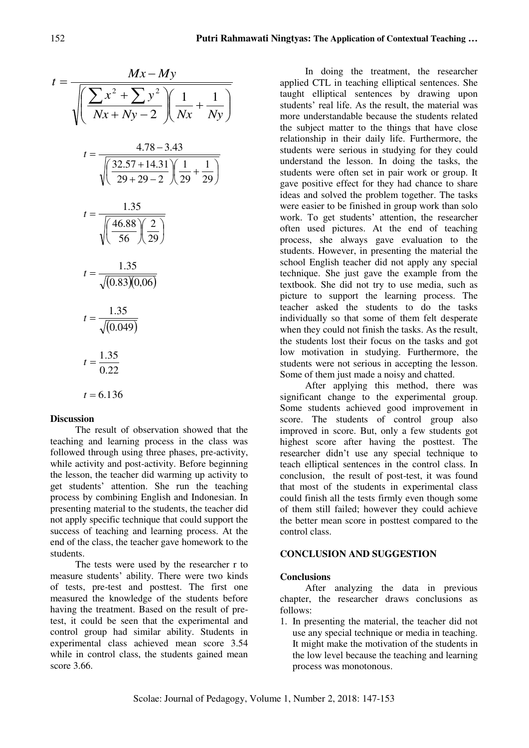$$t = \frac{Mx - My}{\sqrt{\left(\frac{\sum x^2 + \sum y^2}{Nx + Ny - 2}\right)\left(\frac{1}{Nx} + \frac{1}{Ny}\right)}}$$

$$t = \frac{4.78 - 3.43}{\sqrt{\left(\frac{32.57 + 14.31}{29 + 29 - 2}\right)\left(\frac{1}{29} + \frac{1}{29}\right)}}$$

$$t = \frac{1.35}{\sqrt{\left(\frac{46.88}{56}\right)\left(\frac{2}{29}\right)}}$$

$$t = \frac{1.35}{\sqrt{(0.83)(0,06)}}$$

$$t = \frac{1.35}{\sqrt{(0.049)}}$$

$$t = \frac{1.35}{0.22}$$

$$t = 6.136$$

### Discussion

The result of observation showed that the teaching and learning process in the class was followed through using three phases, pre-activity, while activity and post-activity. Before beginning the lesson, the teacher did warming up activity to get students' attention. She run the teaching process by combining English and Indonesian. In presenting material to the students, the teacher did not apply specific technique that could support the success of teaching and learning process. At the end of the class, the teacher gave homework to the students.

The tests were used by the researcher r to measure students' ability. There were two kinds of tests, pre-test and posttest. The first one measured the knowledge of the students before having the treatment. Based on the result of pre-test, it could be seen that the experimental and control group had similar ability. Students in experimental class achieved mean score 3.54 while in control class, the students gained mean score 3.66.

In doing the treatment, the researcher applied CTL in teaching elliptical sentences. She taught elliptical sentences by drawing upon students' real life. As the result, the material was more understandable because the students related the subject matter to the things that have close relationship in their daily life. Furthermore, the students were serious in studying for they could understand the lesson. In doing the tasks, the students were often set in pair work or group. It gave positive effect for they had chance to share ideas and solved the problem together. The tasks were easier to be finished in group work than solo work. To get students' attention, the researcher often used pictures. At the end of teaching process, she always gave evaluation to the students. However, in presenting the material the school English teacher did not apply any special technique. She just gave the example from the textbook. She did not try to use media, such as picture to support the learning process. The teacher asked the students to do the tasks individually so that some of them felt desperate when they could not finish the tasks. As the result, the students lost their focus on the tasks and got low motivation in studying. Furthermore, the students were not serious in accepting the lesson. Some of them just made a noisy and chatted.

After applying this method, there was significant change to the experimental group. Some students achieved good improvement in score. The students of control group also improved in score. But, only a few students got highest score after having the posttest. The researcher didn't use any special technique to teach elliptical sentences in the control class. In conclusion, the result of post-test, it was found that most of the students in experimental class could finish all the tests firmly even though some of them still failed; however they could achieve the better mean score in posttest compared to the control class.

## CONCLUSION AND SUGGESTION

### Conclusions

After analyzing the data in previous chapter, the researcher draws conclusions as follows:

1. In presenting the material, the teacher did not use any special technique or media in teaching. It might make the motivation of the students in the low level because the teaching and learning process was monotonous.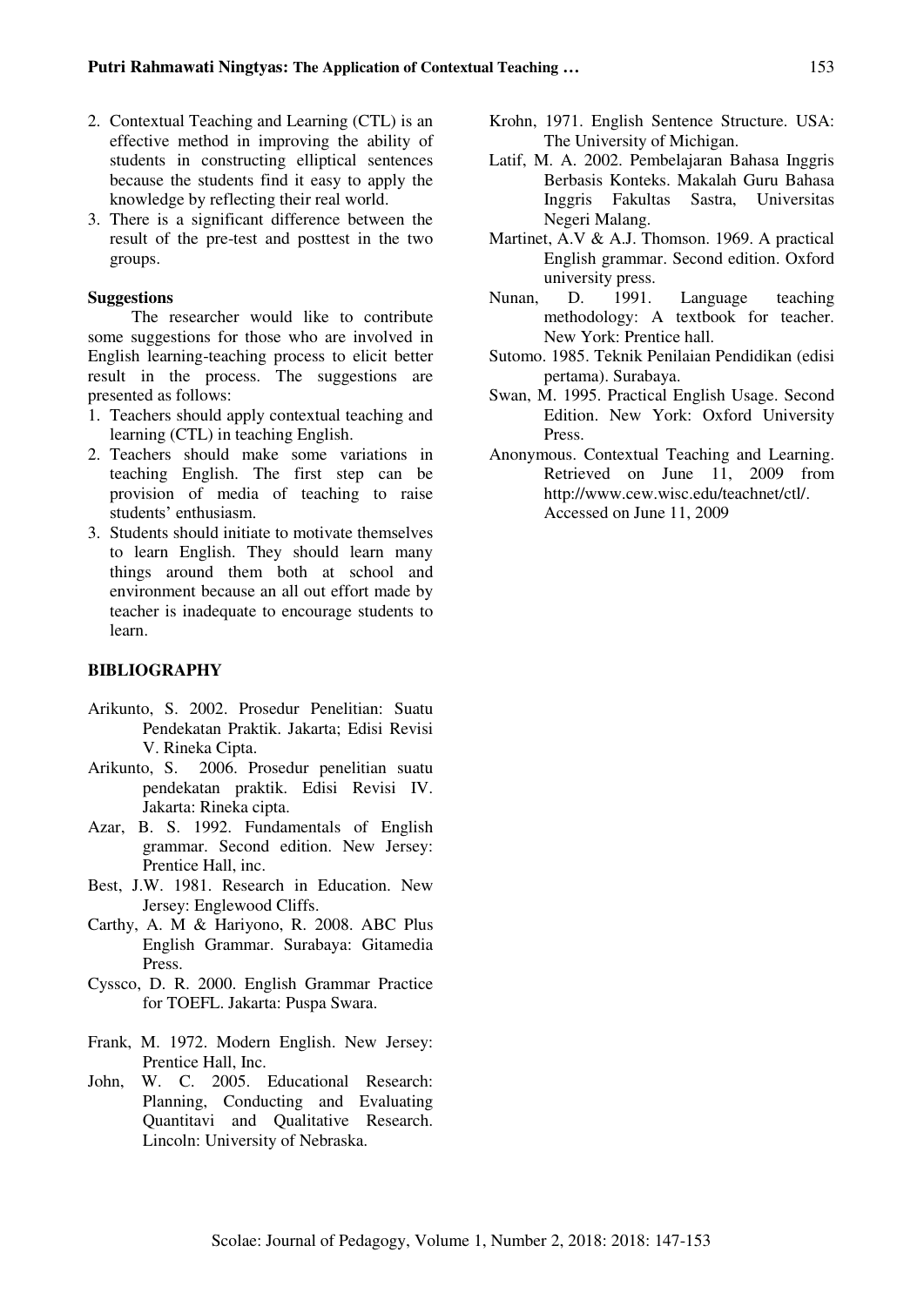2. Contextual Teaching and Learning (CTL) is an effective method in improving the ability of students in constructing elliptical sentences because the students find it easy to apply the knowledge by reflecting their real world.
3. There is a significant difference between the result of the pre-test and posttest in the two groups.

**Suggestions**

The researcher would like to contribute some suggestions for those who are involved in English learning-teaching process to elicit better result in the process. The suggestions are presented as follows:

1. Teachers should apply contextual teaching and learning (CTL) in teaching English.
2. Teachers should make some variations in teaching English. The first step can be provision of media of teaching to raise students' enthusiasm.
3. Students should initiate to motivate themselves to learn English. They should learn many things around them both at school and environment because an all out effort made by teacher is inadequate to encourage students to learn.

## BIBLIOGRAPHY

Arikunto, S. 2002. Prosedur Penelitian: Suatu Pendekatan Praktik. Jakarta; Edisi Revisi V. Rineka Cipta.

Arikunto, S. 2006. Prosedur penelitian suatu pendekatan praktik. Edisi Revisi IV. Jakarta: Rineka cipta.

Azar, B. S. 1992. Fundamentals of English grammar. Second edition. New Jersey: Prentice Hall, inc.

Best, J.W. 1981. Research in Education. New Jersey: Englewood Cliffs.

Carthy, A. M & Hariyono, R. 2008. ABC Plus English Grammar. Surabaya: Gitamedia Press.

Cyssco, D. R. 2000. English Grammar Practice for TOEFL. Jakarta: Puspa Swara.

Frank, M. 1972. Modern English. New Jersey: Prentice Hall, Inc.

John, W. C. 2005. Educational Research: Planning, Conducting and Evaluating Quantitavi and Qualitative Research. Lincoln: University of Nebraska.

Krohn, 1971. English Sentence Structure. USA: The University of Michigan.

Latif, M. A. 2002. Pembelajaran Bahasa Inggris Berbasis Konteks. Makalah Guru Bahasa Inggris Fakultas Sastra, Universitas Negeri Malang.

Martinet, A.V & A.J. Thomson. 1969. A practical English grammar. Second edition. Oxford university press.

Nunan, D. 1991. Language teaching methodology: A textbook for teacher. New York: Prentice hall.

Sutomo. 1985. Teknik Penilaian Pendidikan (edisi pertama). Surabaya.

Swan, M. 1995. Practical English Usage. Second Edition. New York: Oxford University Press.

Anonymous. Contextual Teaching and Learning. Retrieved on June 11, 2009 from http://www.cew.wisc.edu/teachnet/ctl/. Accessed on June 11, 2009